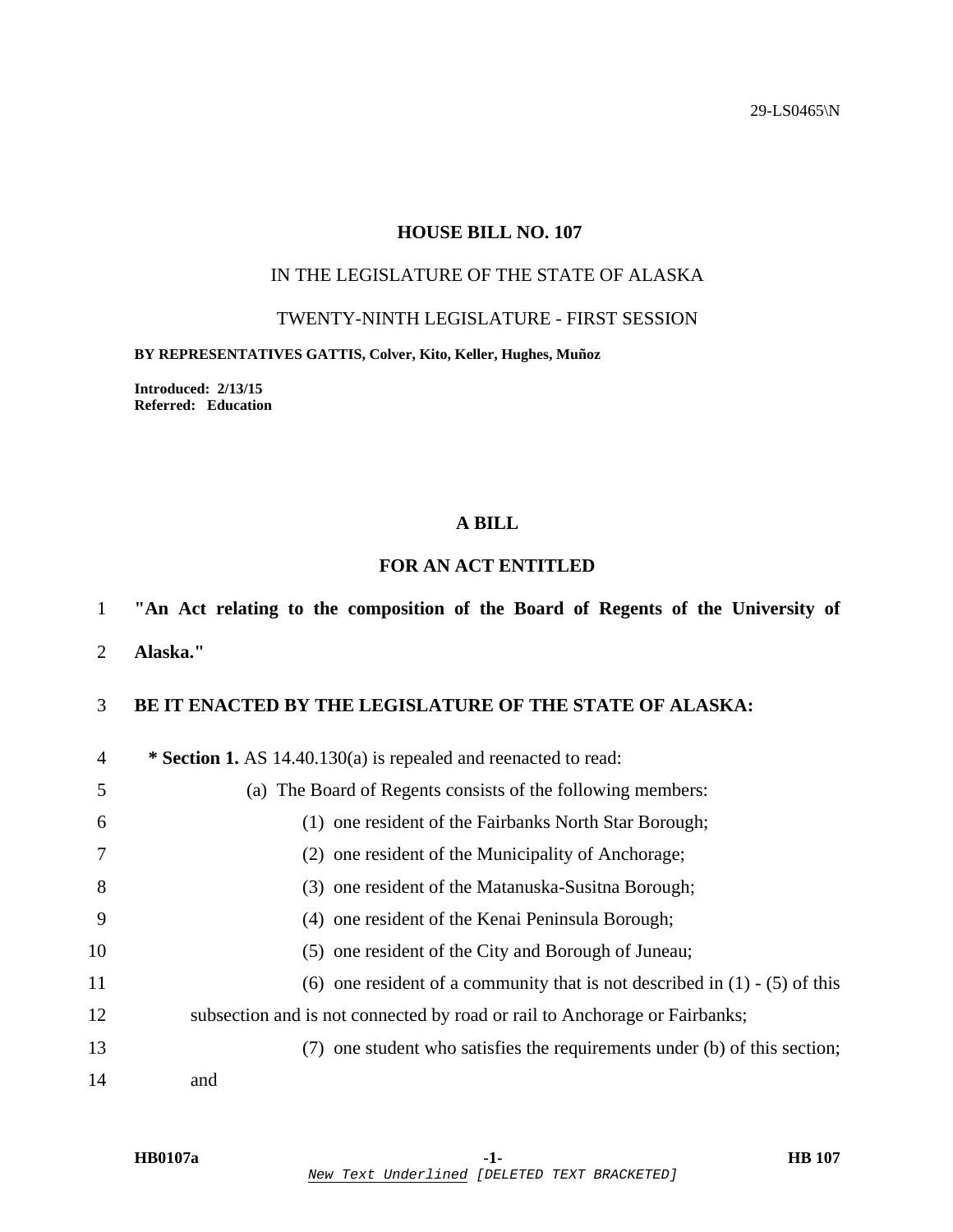29-LS0465\N

# HOUSE BILL NO. 107

IN THE LEGISLATURE OF THE STATE OF ALASKA

TWENTY-NINTH LEGISLATURE - FIRST SESSION

**BY REPRESENTATIVES GATTIS, Colver, Kito, Keller, Hughes, Muñoz**

**Introduced: 2/13/15**
**Referred: Education**

## A BILL

## FOR AN ACT ENTITLED

**"An Act relating to the composition of the Board of Regents of the University of Alaska."**

**BE IT ENACTED BY THE LEGISLATURE OF THE STATE OF ALASKA:**

**\* Section 1.** AS 14.40.130(a) is repealed and reenacted to read:

(a) The Board of Regents consists of the following members:

(1) one resident of the Fairbanks North Star Borough;

(2) one resident of the Municipality of Anchorage;

(3) one resident of the Matanuska-Susitna Borough;

(4) one resident of the Kenai Peninsula Borough;

(5) one resident of the City and Borough of Juneau;

(6) one resident of a community that is not described in (1) - (5) of this subsection and is not connected by road or rail to Anchorage or Fairbanks;

(7) one student who satisfies the requirements under (b) of this section; and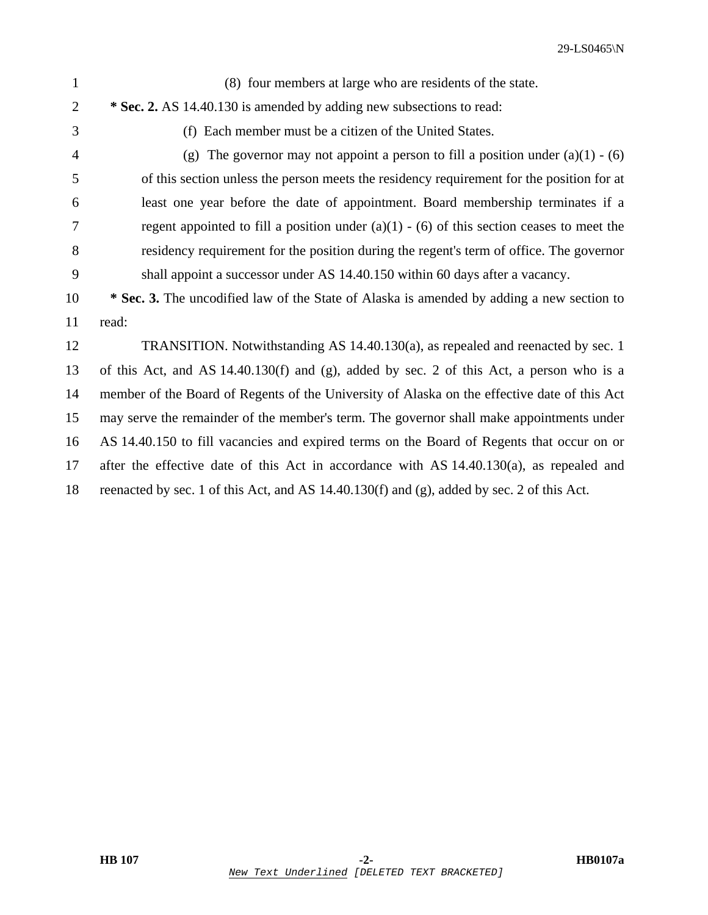(8) four members at large who are residents of the state.

**\* Sec. 2.** AS 14.40.130 is amended by adding new subsections to read:

(f) Each member must be a citizen of the United States.

(g) The governor may not appoint a person to fill a position under (a)(1) - (6) of this section unless the person meets the residency requirement for the position for at least one year before the date of appointment. Board membership terminates if a regent appointed to fill a position under (a)(1) - (6) of this section ceases to meet the residency requirement for the position during the regent's term of office. The governor shall appoint a successor under AS 14.40.150 within 60 days after a vacancy.

**\* Sec. 3.** The uncodified law of the State of Alaska is amended by adding a new section to read:

TRANSITION. Notwithstanding AS 14.40.130(a), as repealed and reenacted by sec. 1 of this Act, and AS 14.40.130(f) and (g), added by sec. 2 of this Act, a person who is a member of the Board of Regents of the University of Alaska on the effective date of this Act may serve the remainder of the member's term. The governor shall make appointments under AS 14.40.150 to fill vacancies and expired terms on the Board of Regents that occur on or after the effective date of this Act in accordance with AS 14.40.130(a), as repealed and reenacted by sec. 1 of this Act, and AS 14.40.130(f) and (g), added by sec. 2 of this Act.